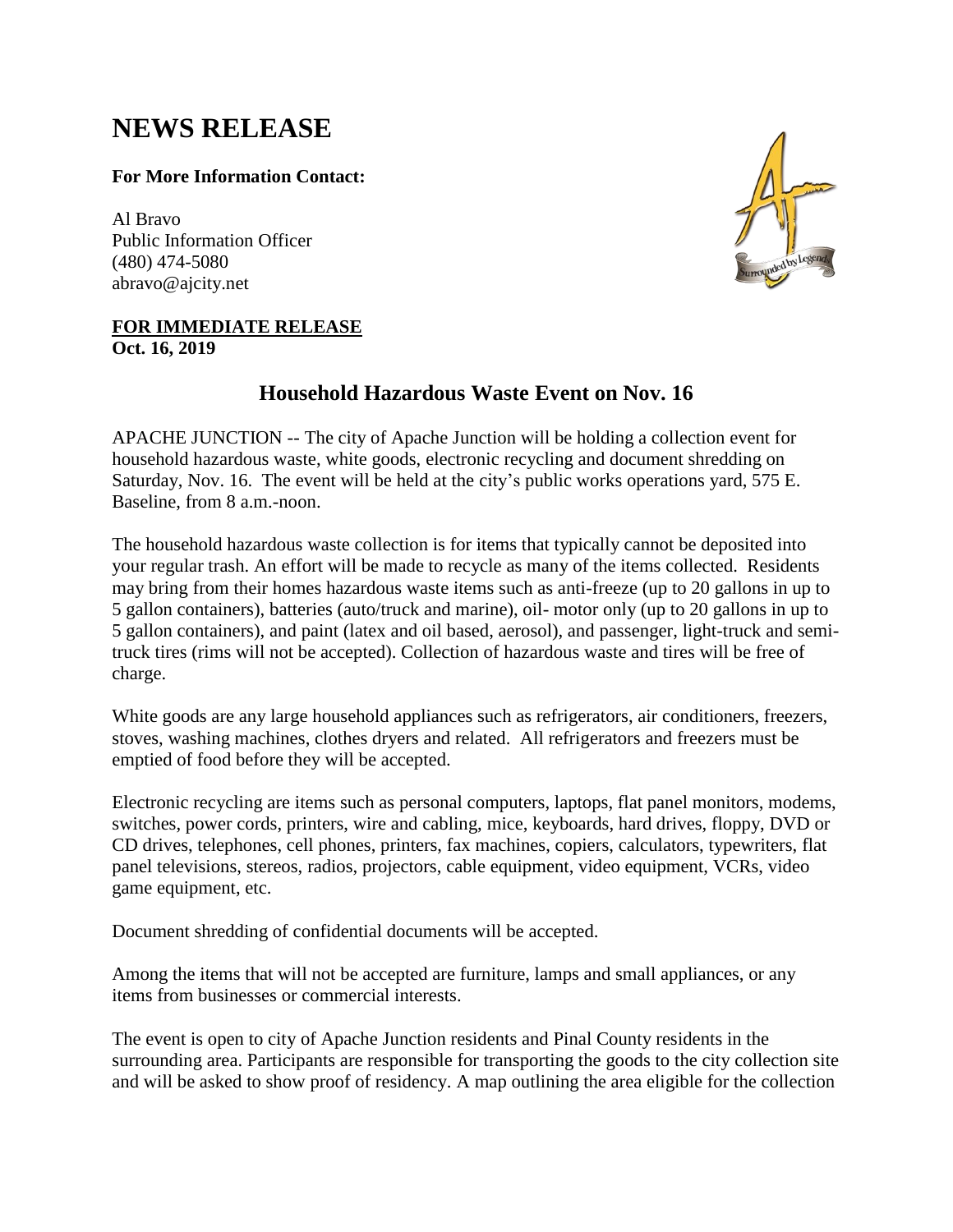# NEWS RELEASE

**For More Information Contact:**

Al Bravo
Public Information Officer
(480) 474-5080
abravo@ajcity.net

**FOR IMMEDIATE RELEASE**
**Oct. 16, 2019**

## Household Hazardous Waste Event on Nov. 16

APACHE JUNCTION -- The city of Apache Junction will be holding a collection event for household hazardous waste, white goods, electronic recycling and document shredding on Saturday, Nov. 16. The event will be held at the city's public works operations yard, 575 E. Baseline, from 8 a.m.-noon.

The household hazardous waste collection is for items that typically cannot be deposited into your regular trash. An effort will be made to recycle as many of the items collected. Residents may bring from their homes hazardous waste items such as anti-freeze (up to 20 gallons in up to 5 gallon containers), batteries (auto/truck and marine), oil- motor only (up to 20 gallons in up to 5 gallon containers), and paint (latex and oil based, aerosol), and passenger, light-truck and semi-truck tires (rims will not be accepted). Collection of hazardous waste and tires will be free of charge.

White goods are any large household appliances such as refrigerators, air conditioners, freezers, stoves, washing machines, clothes dryers and related. All refrigerators and freezers must be emptied of food before they will be accepted.

Electronic recycling are items such as personal computers, laptops, flat panel monitors, modems, switches, power cords, printers, wire and cabling, mice, keyboards, hard drives, floppy, DVD or CD drives, telephones, cell phones, printers, fax machines, copiers, calculators, typewriters, flat panel televisions, stereos, radios, projectors, cable equipment, video equipment, VCRs, video game equipment, etc.

Document shredding of confidential documents will be accepted.

Among the items that will not be accepted are furniture, lamps and small appliances, or any items from businesses or commercial interests.

The event is open to city of Apache Junction residents and Pinal County residents in the surrounding area. Participants are responsible for transporting the goods to the city collection site and will be asked to show proof of residency. A map outlining the area eligible for the collection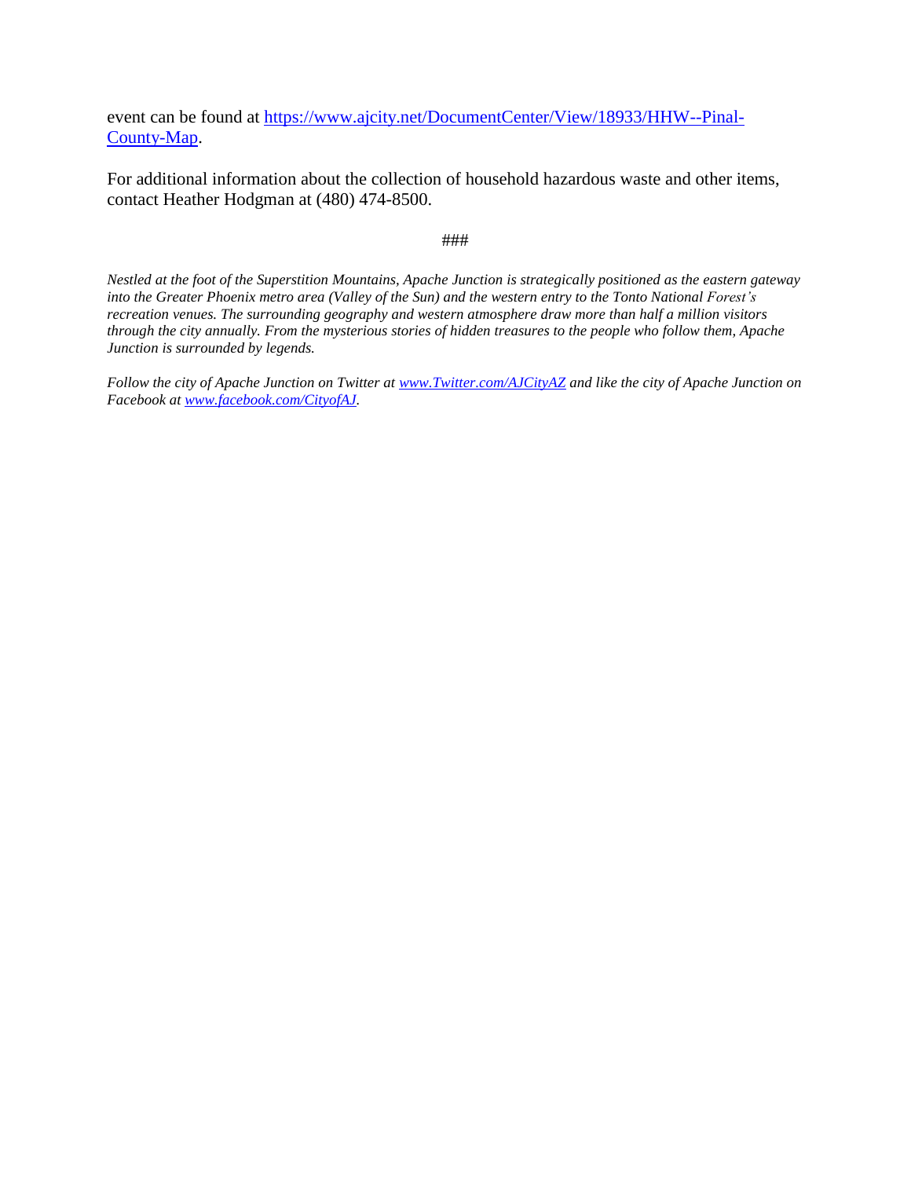event can be found at [https://www.ajcity.net/DocumentCenter/View/18933/HHW--Pinal-County-Map](https://www.ajcity.net/DocumentCenter/View/18933/HHW--Pinal-County-Map).

For additional information about the collection of household hazardous waste and other items, contact Heather Hodgman at (480) 474-8500.

###

*Nestled at the foot of the Superstition Mountains, Apache Junction is strategically positioned as the eastern gateway into the Greater Phoenix metro area (Valley of the Sun) and the western entry to the Tonto National Forest's recreation venues. The surrounding geography and western atmosphere draw more than half a million visitors through the city annually. From the mysterious stories of hidden treasures to the people who follow them, Apache Junction is surrounded by legends.*

*Follow the city of Apache Junction on Twitter at [www.Twitter.com/AJCityAZ](http://www.Twitter.com/AJCityAZ) and like the city of Apache Junction on Facebook at [www.facebook.com/CityofAJ](http://www.facebook.com/CityofAJ).*